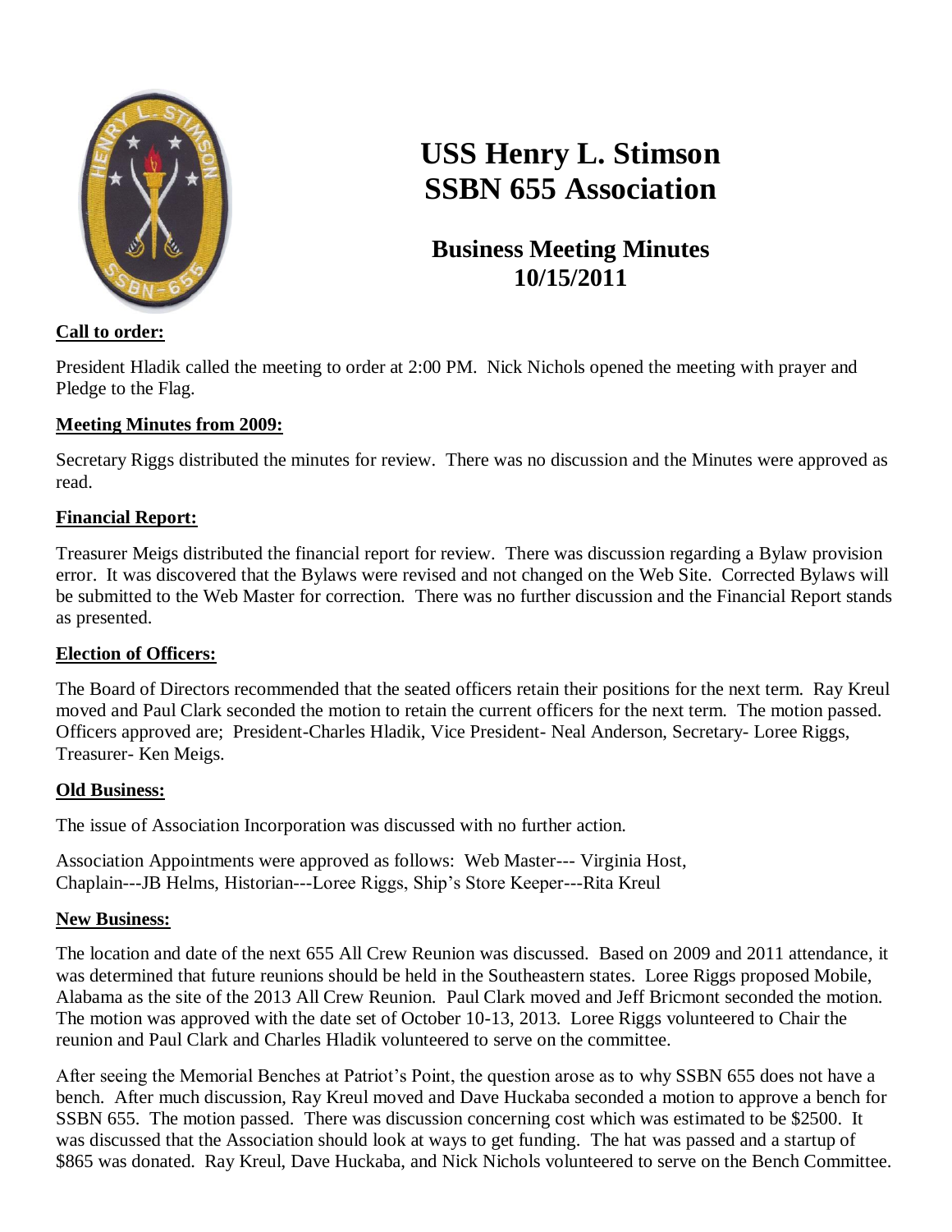# USS Henry L. Stimson SSBN 655 Association

## Business Meeting Minutes 10/15/2011

**Call to order:**

President Hladik called the meeting to order at 2:00 PM. Nick Nichols opened the meeting with prayer and Pledge to the Flag.

**Meeting Minutes from 2009:**

Secretary Riggs distributed the minutes for review. There was no discussion and the Minutes were approved as read.

**Financial Report:**

Treasurer Meigs distributed the financial report for review. There was discussion regarding a Bylaw provision error. It was discovered that the Bylaws were revised and not changed on the Web Site. Corrected Bylaws will be submitted to the Web Master for correction. There was no further discussion and the Financial Report stands as presented.

**Election of Officers:**

The Board of Directors recommended that the seated officers retain their positions for the next term. Ray Kreul moved and Paul Clark seconded the motion to retain the current officers for the next term. The motion passed. Officers approved are; President-Charles Hladik, Vice President- Neal Anderson, Secretary- Loree Riggs, Treasurer- Ken Meigs.

**Old Business:**

The issue of Association Incorporation was discussed with no further action.

Association Appointments were approved as follows: Web Master--- Virginia Host, Chaplain---JB Helms, Historian---Loree Riggs, Ship's Store Keeper---Rita Kreul

**New Business:**

The location and date of the next 655 All Crew Reunion was discussed. Based on 2009 and 2011 attendance, it was determined that future reunions should be held in the Southeastern states. Loree Riggs proposed Mobile, Alabama as the site of the 2013 All Crew Reunion. Paul Clark moved and Jeff Bricmont seconded the motion. The motion was approved with the date set of October 10-13, 2013. Loree Riggs volunteered to Chair the reunion and Paul Clark and Charles Hladik volunteered to serve on the committee.

After seeing the Memorial Benches at Patriot's Point, the question arose as to why SSBN 655 does not have a bench. After much discussion, Ray Kreul moved and Dave Huckaba seconded a motion to approve a bench for SSBN 655. The motion passed. There was discussion concerning cost which was estimated to be $2500. It was discussed that the Association should look at ways to get funding. The hat was passed and a startup of $865 was donated. Ray Kreul, Dave Huckaba, and Nick Nichols volunteered to serve on the Bench Committee.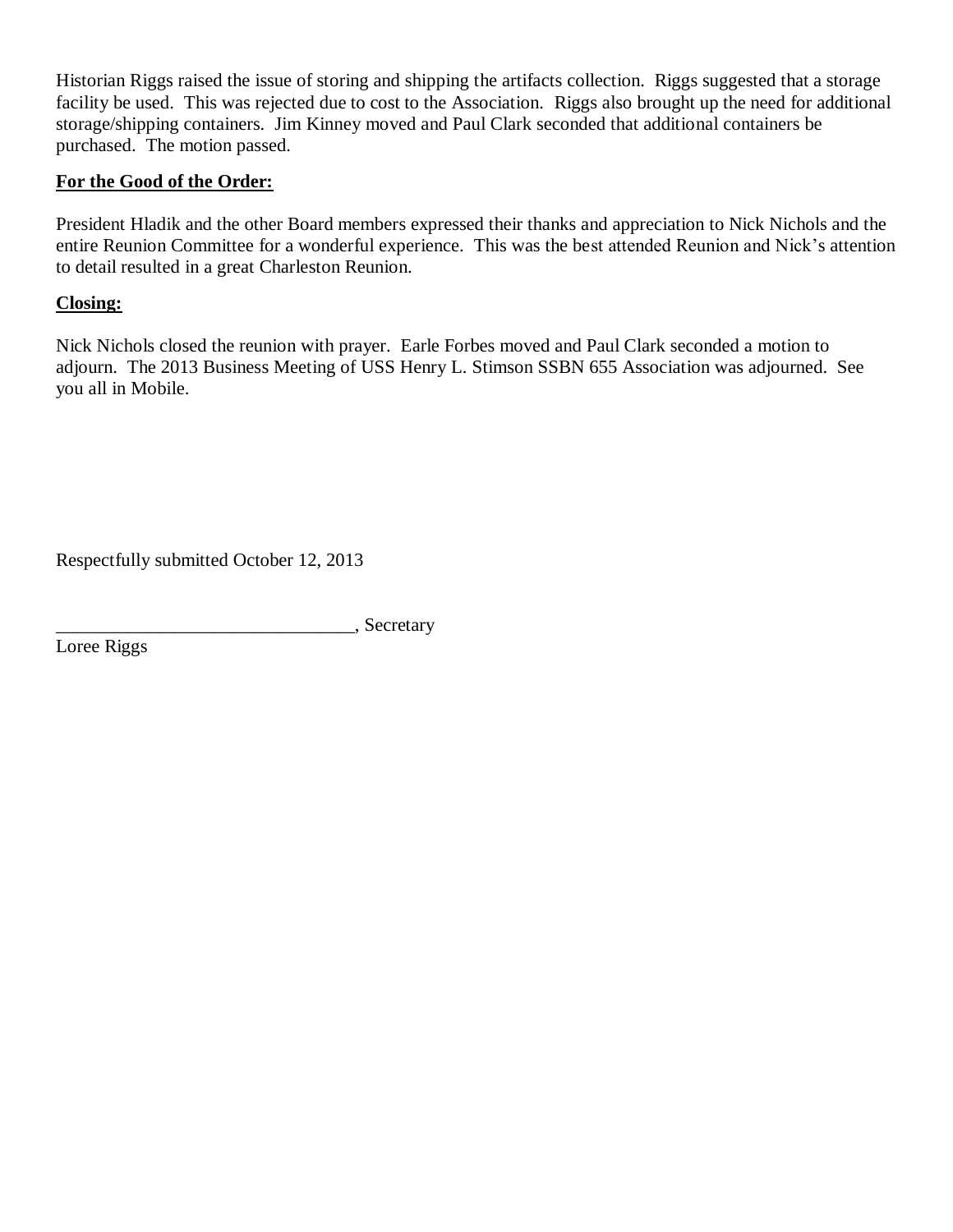Historian Riggs raised the issue of storing and shipping the artifacts collection. Riggs suggested that a storage facility be used. This was rejected due to cost to the Association. Riggs also brought up the need for additional storage/shipping containers. Jim Kinney moved and Paul Clark seconded that additional containers be purchased. The motion passed.

**For the Good of the Order:**

President Hladik and the other Board members expressed their thanks and appreciation to Nick Nichols and the entire Reunion Committee for a wonderful experience. This was the best attended Reunion and Nick's attention to detail resulted in a great Charleston Reunion.

**Closing:**

Nick Nichols closed the reunion with prayer. Earle Forbes moved and Paul Clark seconded a motion to adjourn. The 2013 Business Meeting of USS Henry L. Stimson SSBN 655 Association was adjourned. See you all in Mobile.

Respectfully submitted October 12, 2013

________________________________, Secretary
Loree Riggs